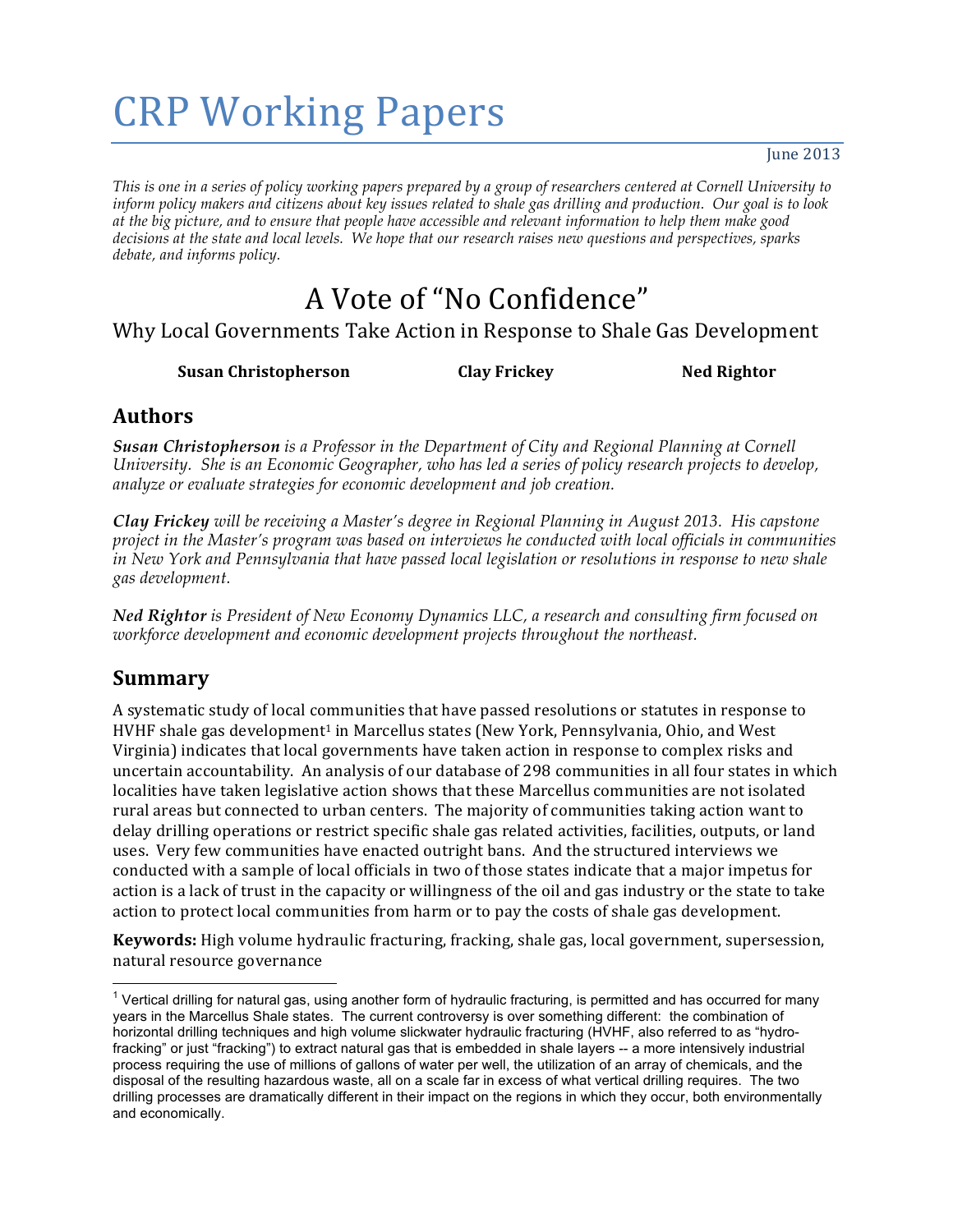# CRP Working Papers

June 2013

*This is one in a series of policy working papers prepared by a group of researchers centered at Cornell University to inform policy makers and citizens about key issues related to shale gas drilling and production. Our goal is to look at the big picture, and to ensure that people have accessible and relevant information to help them make good decisions at the state and local levels. We hope that our research raises new questions and perspectives, sparks debate, and informs policy.*

# A Vote of "No Confidence"

## Why Local Governments Take Action in Response to Shale Gas Development

**Susan Christopherson** **Clay Frickey** **Ned Rightor**

## Authors

***Susan Christopherson*** *is a Professor in the Department of City and Regional Planning at Cornell University. She is an Economic Geographer, who has led a series of policy research projects to develop, analyze or evaluate strategies for economic development and job creation.*

***Clay Frickey*** *will be receiving a Master's degree in Regional Planning in August 2013. His capstone project in the Master's program was based on interviews he conducted with local officials in communities in New York and Pennsylvania that have passed local legislation or resolutions in response to new shale gas development.*

***Ned Rightor*** *is President of New Economy Dynamics LLC, a research and consulting firm focused on workforce development and economic development projects throughout the northeast.*

## Summary

A systematic study of local communities that have passed resolutions or statutes in response to HVHF shale gas development[1] in Marcellus states (New York, Pennsylvania, Ohio, and West Virginia) indicates that local governments have taken action in response to complex risks and uncertain accountability. An analysis of our database of 298 communities in all four states in which localities have taken legislative action shows that these Marcellus communities are not isolated rural areas but connected to urban centers. The majority of communities taking action want to delay drilling operations or restrict specific shale gas related activities, facilities, outputs, or land uses. Very few communities have enacted outright bans. And the structured interviews we conducted with a sample of local officials in two of those states indicate that a major impetus for action is a lack of trust in the capacity or willingness of the oil and gas industry or the state to take action to protect local communities from harm or to pay the costs of shale gas development.

**Keywords:** High volume hydraulic fracturing, fracking, shale gas, local government, supersession, natural resource governance

[1] Vertical drilling for natural gas, using another form of hydraulic fracturing, is permitted and has occurred for many years in the Marcellus Shale states. The current controversy is over something different: the combination of horizontal drilling techniques and high volume slickwater hydraulic fracturing (HVHF, also referred to as "hydro-fracking" or just "fracking") to extract natural gas that is embedded in shale layers -- a more intensively industrial process requiring the use of millions of gallons of water per well, the utilization of an array of chemicals, and the disposal of the resulting hazardous waste, all on a scale far in excess of what vertical drilling requires. The two drilling processes are dramatically different in their impact on the regions in which they occur, both environmentally and economically.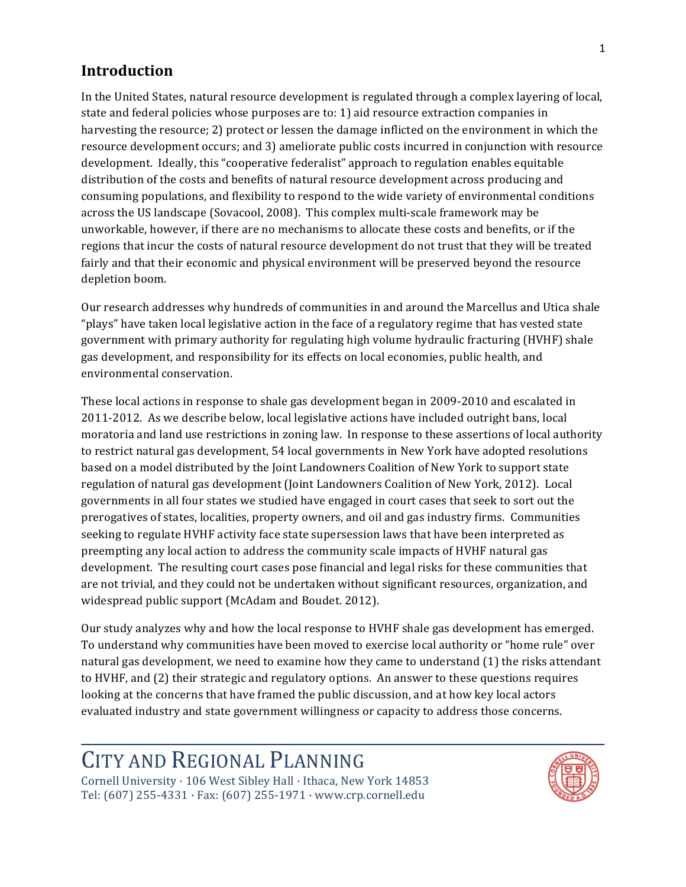## Introduction

In the United States, natural resource development is regulated through a complex layering of local, state and federal policies whose purposes are to: 1) aid resource extraction companies in harvesting the resource; 2) protect or lessen the damage inflicted on the environment in which the resource development occurs; and 3) ameliorate public costs incurred in conjunction with resource development. Ideally, this "cooperative federalist" approach to regulation enables equitable distribution of the costs and benefits of natural resource development across producing and consuming populations, and flexibility to respond to the wide variety of environmental conditions across the US landscape (Sovacool, 2008). This complex multi-scale framework may be unworkable, however, if there are no mechanisms to allocate these costs and benefits, or if the regions that incur the costs of natural resource development do not trust that they will be treated fairly and that their economic and physical environment will be preserved beyond the resource depletion boom.

Our research addresses why hundreds of communities in and around the Marcellus and Utica shale "plays" have taken local legislative action in the face of a regulatory regime that has vested state government with primary authority for regulating high volume hydraulic fracturing (HVHF) shale gas development, and responsibility for its effects on local economies, public health, and environmental conservation.

These local actions in response to shale gas development began in 2009-2010 and escalated in 2011-2012. As we describe below, local legislative actions have included outright bans, local moratoria and land use restrictions in zoning law. In response to these assertions of local authority to restrict natural gas development, 54 local governments in New York have adopted resolutions based on a model distributed by the Joint Landowners Coalition of New York to support state regulation of natural gas development (Joint Landowners Coalition of New York, 2012). Local governments in all four states we studied have engaged in court cases that seek to sort out the prerogatives of states, localities, property owners, and oil and gas industry firms. Communities seeking to regulate HVHF activity face state supersession laws that have been interpreted as preempting any local action to address the community scale impacts of HVHF natural gas development. The resulting court cases pose financial and legal risks for these communities that are not trivial, and they could not be undertaken without significant resources, organization, and widespread public support (McAdam and Boudet. 2012).

Our study analyzes why and how the local response to HVHF shale gas development has emerged. To understand why communities have been moved to exercise local authority or "home rule" over natural gas development, we need to examine how they came to understand (1) the risks attendant to HVHF, and (2) their strategic and regulatory options. An answer to these questions requires looking at the concerns that have framed the public discussion, and at how key local actors evaluated industry and state government willingness or capacity to address those concerns.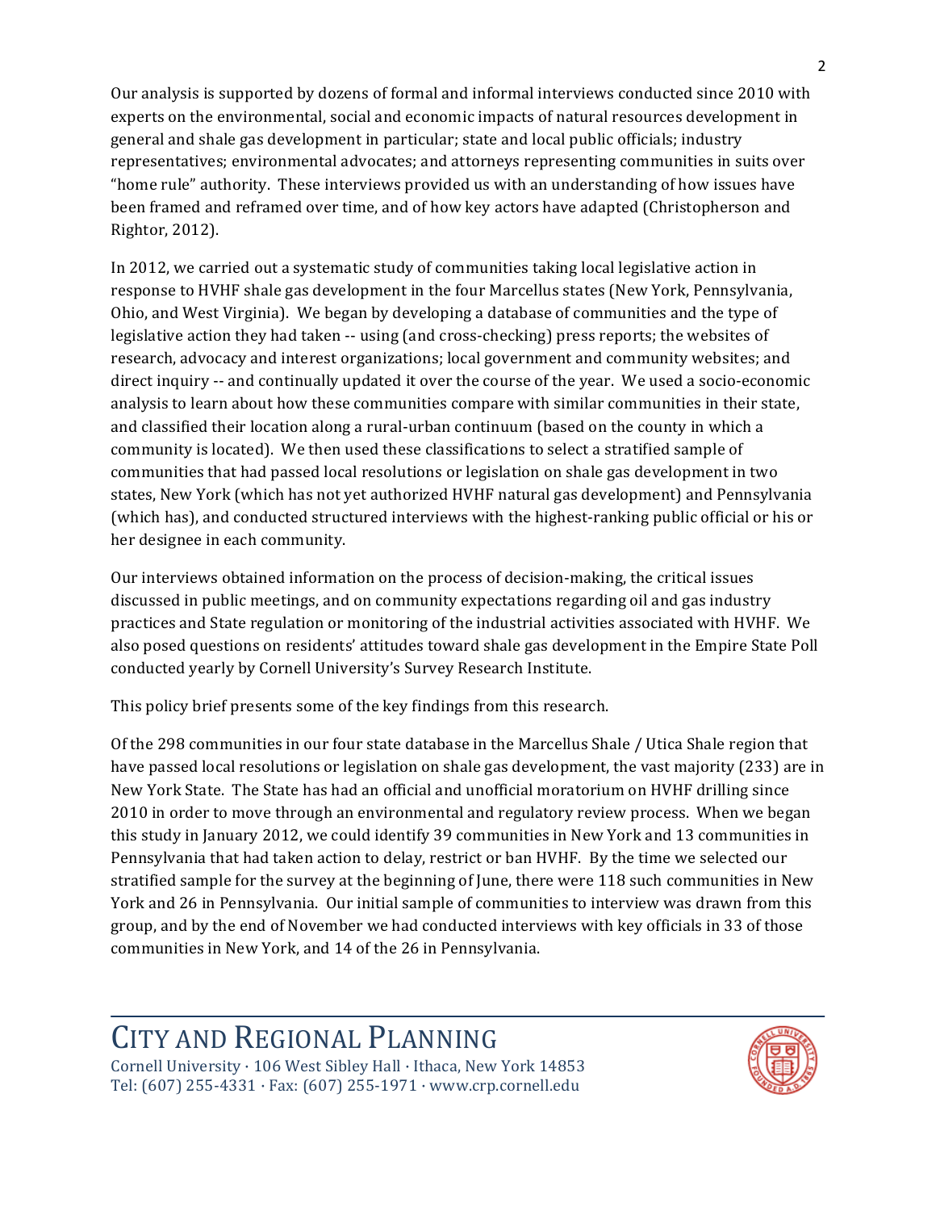Our analysis is supported by dozens of formal and informal interviews conducted since 2010 with experts on the environmental, social and economic impacts of natural resources development in general and shale gas development in particular; state and local public officials; industry representatives; environmental advocates; and attorneys representing communities in suits over "home rule" authority. These interviews provided us with an understanding of how issues have been framed and reframed over time, and of how key actors have adapted (Christopherson and Rightor, 2012).

In 2012, we carried out a systematic study of communities taking local legislative action in response to HVHF shale gas development in the four Marcellus states (New York, Pennsylvania, Ohio, and West Virginia). We began by developing a database of communities and the type of legislative action they had taken -- using (and cross-checking) press reports; the websites of research, advocacy and interest organizations; local government and community websites; and direct inquiry -- and continually updated it over the course of the year. We used a socio-economic analysis to learn about how these communities compare with similar communities in their state, and classified their location along a rural-urban continuum (based on the county in which a community is located). We then used these classifications to select a stratified sample of communities that had passed local resolutions or legislation on shale gas development in two states, New York (which has not yet authorized HVHF natural gas development) and Pennsylvania (which has), and conducted structured interviews with the highest-ranking public official or his or her designee in each community.

Our interviews obtained information on the process of decision-making, the critical issues discussed in public meetings, and on community expectations regarding oil and gas industry practices and State regulation or monitoring of the industrial activities associated with HVHF. We also posed questions on residents' attitudes toward shale gas development in the Empire State Poll conducted yearly by Cornell University's Survey Research Institute.

This policy brief presents some of the key findings from this research.

Of the 298 communities in our four state database in the Marcellus Shale / Utica Shale region that have passed local resolutions or legislation on shale gas development, the vast majority (233) are in New York State. The State has had an official and unofficial moratorium on HVHF drilling since 2010 in order to move through an environmental and regulatory review process. When we began this study in January 2012, we could identify 39 communities in New York and 13 communities in Pennsylvania that had taken action to delay, restrict or ban HVHF. By the time we selected our stratified sample for the survey at the beginning of June, there were 118 such communities in New York and 26 in Pennsylvania. Our initial sample of communities to interview was drawn from this group, and by the end of November we had conducted interviews with key officials in 33 of those communities in New York, and 14 of the 26 in Pennsylvania.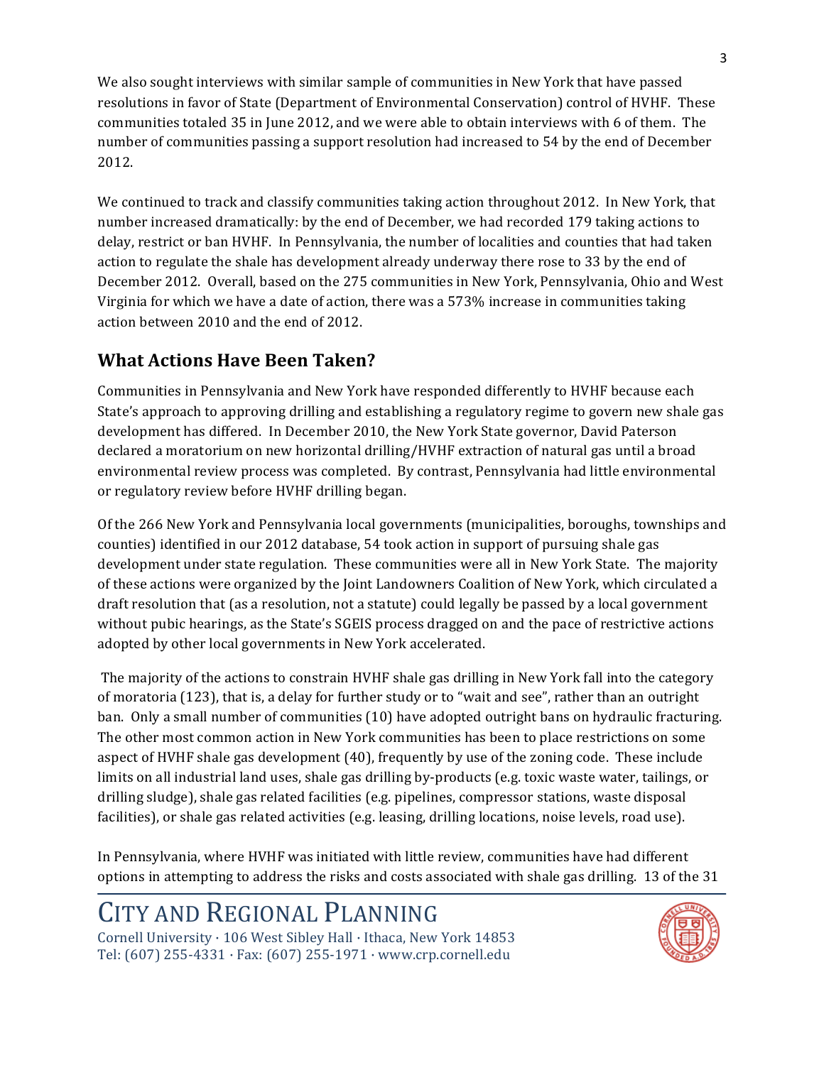We also sought interviews with similar sample of communities in New York that have passed resolutions in favor of State (Department of Environmental Conservation) control of HVHF. These communities totaled 35 in June 2012, and we were able to obtain interviews with 6 of them. The number of communities passing a support resolution had increased to 54 by the end of December 2012.

We continued to track and classify communities taking action throughout 2012. In New York, that number increased dramatically: by the end of December, we had recorded 179 taking actions to delay, restrict or ban HVHF. In Pennsylvania, the number of localities and counties that had taken action to regulate the shale has development already underway there rose to 33 by the end of December 2012. Overall, based on the 275 communities in New York, Pennsylvania, Ohio and West Virginia for which we have a date of action, there was a 573% increase in communities taking action between 2010 and the end of 2012.

## What Actions Have Been Taken?

Communities in Pennsylvania and New York have responded differently to HVHF because each State's approach to approving drilling and establishing a regulatory regime to govern new shale gas development has differed. In December 2010, the New York State governor, David Paterson declared a moratorium on new horizontal drilling/HVHF extraction of natural gas until a broad environmental review process was completed. By contrast, Pennsylvania had little environmental or regulatory review before HVHF drilling began.

Of the 266 New York and Pennsylvania local governments (municipalities, boroughs, townships and counties) identified in our 2012 database, 54 took action in support of pursuing shale gas development under state regulation. These communities were all in New York State. The majority of these actions were organized by the Joint Landowners Coalition of New York, which circulated a draft resolution that (as a resolution, not a statute) could legally be passed by a local government without pubic hearings, as the State's SGEIS process dragged on and the pace of restrictive actions adopted by other local governments in New York accelerated.

The majority of the actions to constrain HVHF shale gas drilling in New York fall into the category of moratoria (123), that is, a delay for further study or to "wait and see", rather than an outright ban. Only a small number of communities (10) have adopted outright bans on hydraulic fracturing. The other most common action in New York communities has been to place restrictions on some aspect of HVHF shale gas development (40), frequently by use of the zoning code. These include limits on all industrial land uses, shale gas drilling by-products (e.g. toxic waste water, tailings, or drilling sludge), shale gas related facilities (e.g. pipelines, compressor stations, waste disposal facilities), or shale gas related activities (e.g. leasing, drilling locations, noise levels, road use).

In Pennsylvania, where HVHF was initiated with little review, communities have had different options in attempting to address the risks and costs associated with shale gas drilling. 13 of the 31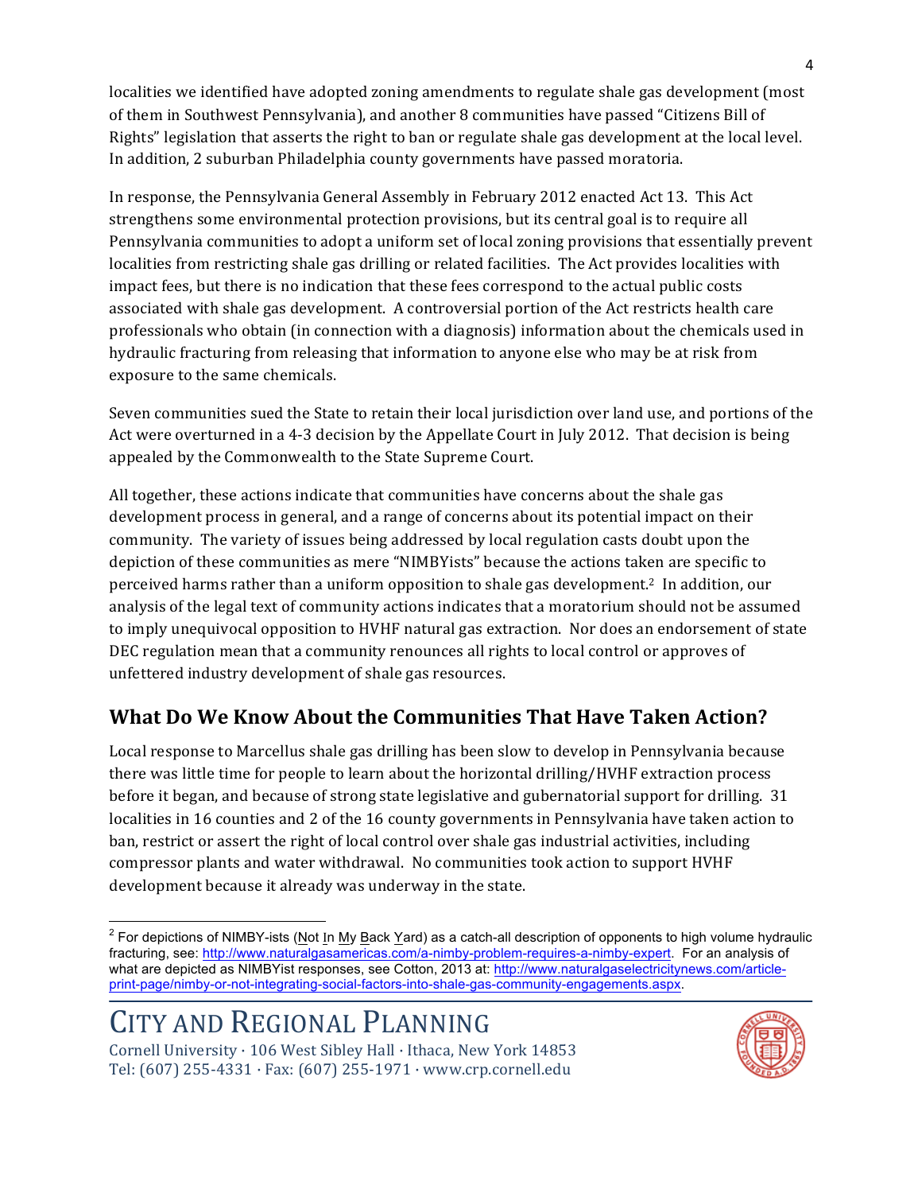localities we identified have adopted zoning amendments to regulate shale gas development (most of them in Southwest Pennsylvania), and another 8 communities have passed "Citizens Bill of Rights" legislation that asserts the right to ban or regulate shale gas development at the local level. In addition, 2 suburban Philadelphia county governments have passed moratoria.

In response, the Pennsylvania General Assembly in February 2012 enacted Act 13. This Act strengthens some environmental protection provisions, but its central goal is to require all Pennsylvania communities to adopt a uniform set of local zoning provisions that essentially prevent localities from restricting shale gas drilling or related facilities. The Act provides localities with impact fees, but there is no indication that these fees correspond to the actual public costs associated with shale gas development. A controversial portion of the Act restricts health care professionals who obtain (in connection with a diagnosis) information about the chemicals used in hydraulic fracturing from releasing that information to anyone else who may be at risk from exposure to the same chemicals.

Seven communities sued the State to retain their local jurisdiction over land use, and portions of the Act were overturned in a 4-3 decision by the Appellate Court in July 2012. That decision is being appealed by the Commonwealth to the State Supreme Court.

All together, these actions indicate that communities have concerns about the shale gas development process in general, and a range of concerns about its potential impact on their community. The variety of issues being addressed by local regulation casts doubt upon the depiction of these communities as mere "NIMBYists" because the actions taken are specific to perceived harms rather than a uniform opposition to shale gas development.[2] In addition, our analysis of the legal text of community actions indicates that a moratorium should not be assumed to imply unequivocal opposition to HVHF natural gas extraction. Nor does an endorsement of state DEC regulation mean that a community renounces all rights to local control or approves of unfettered industry development of shale gas resources.

## What Do We Know About the Communities That Have Taken Action?

Local response to Marcellus shale gas drilling has been slow to develop in Pennsylvania because there was little time for people to learn about the horizontal drilling/HVHF extraction process before it began, and because of strong state legislative and gubernatorial support for drilling. 31 localities in 16 counties and 2 of the 16 county governments in Pennsylvania have taken action to ban, restrict or assert the right of local control over shale gas industrial activities, including compressor plants and water withdrawal. No communities took action to support HVHF development because it already was underway in the state.

[2] For depictions of NIMBY-ists (Not In My Back Yard) as a catch-all description of opponents to high volume hydraulic fracturing, see: http://www.naturalgasamericas.com/a-nimby-problem-requires-a-nimby-expert. For an analysis of what are depicted as NIMBYist responses, see Cotton, 2013 at: http://www.naturalgaselectricitynews.com/article-print-page/nimby-or-not-integrating-social-factors-into-shale-gas-community-engagements.aspx.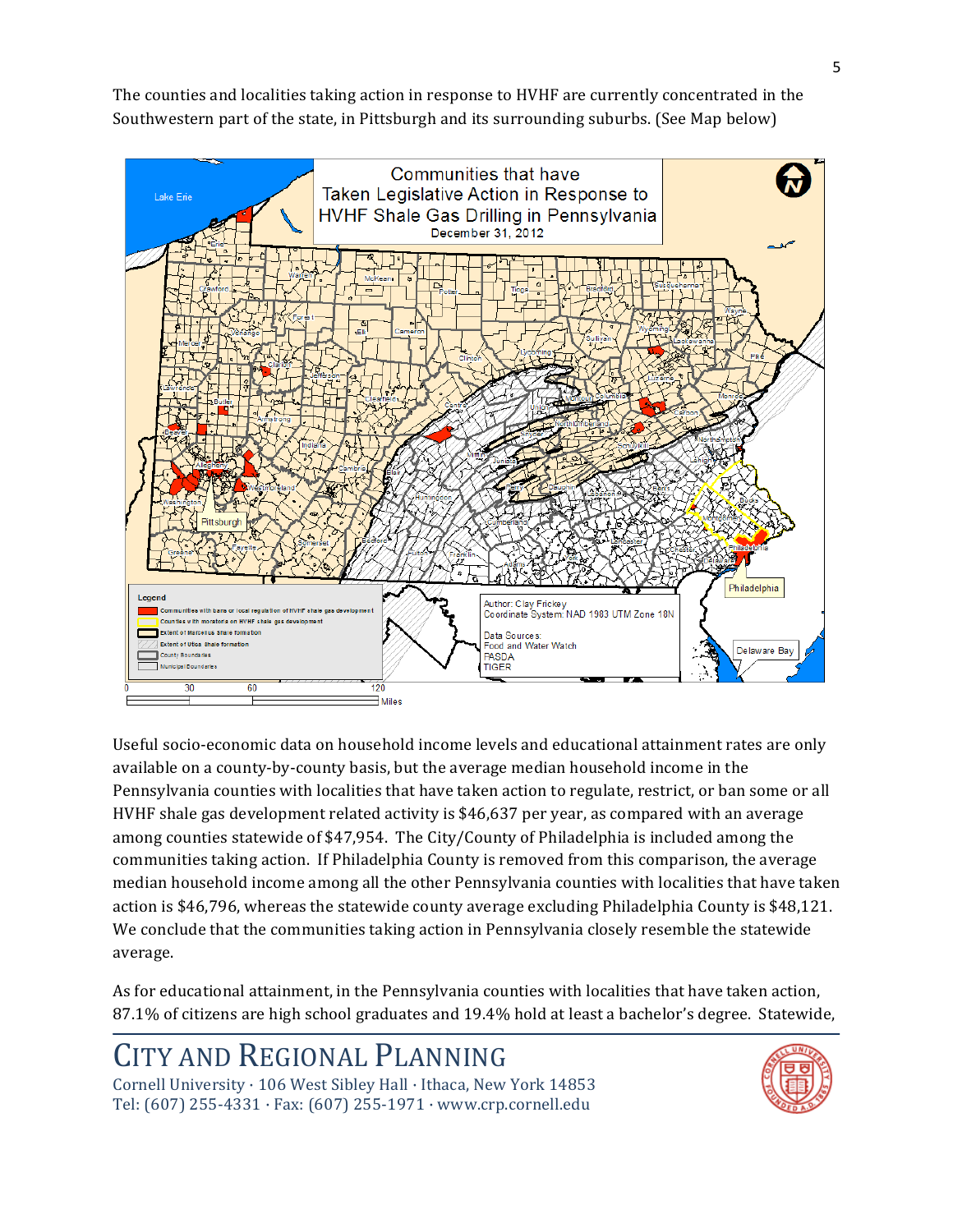The counties and localities taking action in response to HVHF are currently concentrated in the Southwestern part of the state, in Pittsburgh and its surrounding suburbs. (See Map below)

Useful socio-economic data on household income levels and educational attainment rates are only available on a county-by-county basis, but the average median household income in the Pennsylvania counties with localities that have taken action to regulate, restrict, or ban some or all HVHF shale gas development related activity is $46,637 per year, as compared with an average among counties statewide of $47,954. The City/County of Philadelphia is included among the communities taking action. If Philadelphia County is removed from this comparison, the average median household income among all the other Pennsylvania counties with localities that have taken action is $46,796, whereas the statewide county average excluding Philadelphia County is $48,121. We conclude that the communities taking action in Pennsylvania closely resemble the statewide average.

As for educational attainment, in the Pennsylvania counties with localities that have taken action, 87.1% of citizens are high school graduates and 19.4% hold at least a bachelor's degree. Statewide,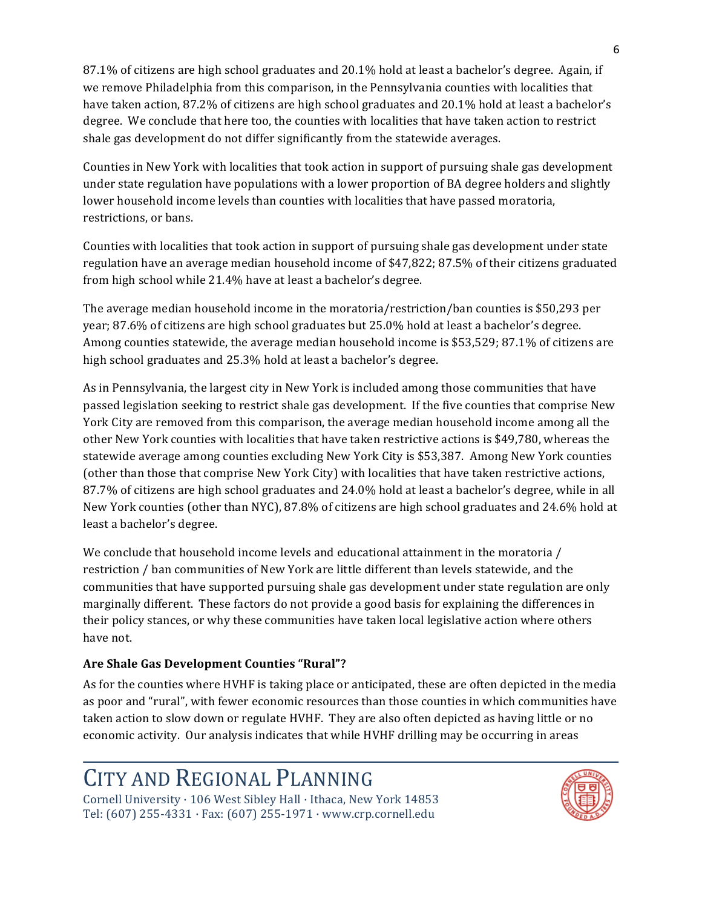87.1% of citizens are high school graduates and 20.1% hold at least a bachelor's degree. Again, if we remove Philadelphia from this comparison, in the Pennsylvania counties with localities that have taken action, 87.2% of citizens are high school graduates and 20.1% hold at least a bachelor's degree. We conclude that here too, the counties with localities that have taken action to restrict shale gas development do not differ significantly from the statewide averages.

Counties in New York with localities that took action in support of pursuing shale gas development under state regulation have populations with a lower proportion of BA degree holders and slightly lower household income levels than counties with localities that have passed moratoria, restrictions, or bans.

Counties with localities that took action in support of pursuing shale gas development under state regulation have an average median household income of $47,822; 87.5% of their citizens graduated from high school while 21.4% have at least a bachelor's degree.

The average median household income in the moratoria/restriction/ban counties is $50,293 per year; 87.6% of citizens are high school graduates but 25.0% hold at least a bachelor's degree. Among counties statewide, the average median household income is $53,529; 87.1% of citizens are high school graduates and 25.3% hold at least a bachelor's degree.

As in Pennsylvania, the largest city in New York is included among those communities that have passed legislation seeking to restrict shale gas development. If the five counties that comprise New York City are removed from this comparison, the average median household income among all the other New York counties with localities that have taken restrictive actions is $49,780, whereas the statewide average among counties excluding New York City is $53,387. Among New York counties (other than those that comprise New York City) with localities that have taken restrictive actions, 87.7% of citizens are high school graduates and 24.0% hold at least a bachelor's degree, while in all New York counties (other than NYC), 87.8% of citizens are high school graduates and 24.6% hold at least a bachelor's degree.

We conclude that household income levels and educational attainment in the moratoria / restriction / ban communities of New York are little different than levels statewide, and the communities that have supported pursuing shale gas development under state regulation are only marginally different. These factors do not provide a good basis for explaining the differences in their policy stances, or why these communities have taken local legislative action where others have not.

### Are Shale Gas Development Counties "Rural"?

As for the counties where HVHF is taking place or anticipated, these are often depicted in the media as poor and "rural", with fewer economic resources than those counties in which communities have taken action to slow down or regulate HVHF. They are also often depicted as having little or no economic activity. Our analysis indicates that while HVHF drilling may be occurring in areas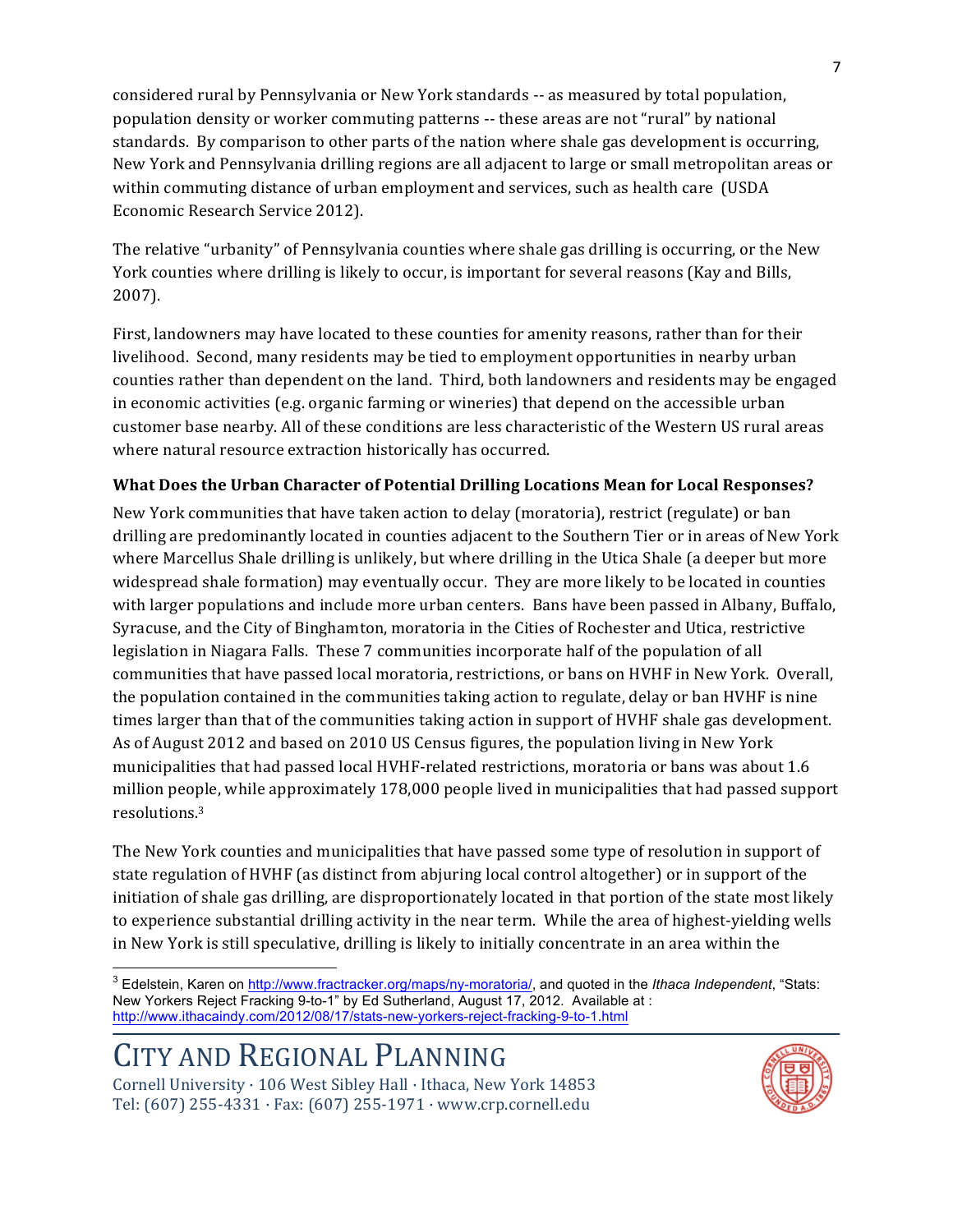considered rural by Pennsylvania or New York standards -- as measured by total population, population density or worker commuting patterns -- these areas are not "rural" by national standards. By comparison to other parts of the nation where shale gas development is occurring, New York and Pennsylvania drilling regions are all adjacent to large or small metropolitan areas or within commuting distance of urban employment and services, such as health care (USDA Economic Research Service 2012).

The relative "urbanity" of Pennsylvania counties where shale gas drilling is occurring, or the New York counties where drilling is likely to occur, is important for several reasons (Kay and Bills, 2007).

First, landowners may have located to these counties for amenity reasons, rather than for their livelihood. Second, many residents may be tied to employment opportunities in nearby urban counties rather than dependent on the land. Third, both landowners and residents may be engaged in economic activities (e.g. organic farming or wineries) that depend on the accessible urban customer base nearby. All of these conditions are less characteristic of the Western US rural areas where natural resource extraction historically has occurred.

**What Does the Urban Character of Potential Drilling Locations Mean for Local Responses?**

New York communities that have taken action to delay (moratoria), restrict (regulate) or ban drilling are predominantly located in counties adjacent to the Southern Tier or in areas of New York where Marcellus Shale drilling is unlikely, but where drilling in the Utica Shale (a deeper but more widespread shale formation) may eventually occur. They are more likely to be located in counties with larger populations and include more urban centers. Bans have been passed in Albany, Buffalo, Syracuse, and the City of Binghamton, moratoria in the Cities of Rochester and Utica, restrictive legislation in Niagara Falls. These 7 communities incorporate half of the population of all communities that have passed local moratoria, restrictions, or bans on HVHF in New York. Overall, the population contained in the communities taking action to regulate, delay or ban HVHF is nine times larger than that of the communities taking action in support of HVHF shale gas development. As of August 2012 and based on 2010 US Census figures, the population living in New York municipalities that had passed local HVHF-related restrictions, moratoria or bans was about 1.6 million people, while approximately 178,000 people lived in municipalities that had passed support resolutions.[3]

The New York counties and municipalities that have passed some type of resolution in support of state regulation of HVHF (as distinct from abjuring local control altogether) or in support of the initiation of shale gas drilling, are disproportionately located in that portion of the state most likely to experience substantial drilling activity in the near term. While the area of highest-yielding wells in New York is still speculative, drilling is likely to initially concentrate in an area within the

[3] Edelstein, Karen on http://www.fractracker.org/maps/ny-moratoria/, and quoted in the *Ithaca Independent*, "Stats: New Yorkers Reject Fracking 9-to-1" by Ed Sutherland, August 17, 2012. Available at : http://www.ithacaindy.com/2012/08/17/stats-new-yorkers-reject-fracking-9-to-1.html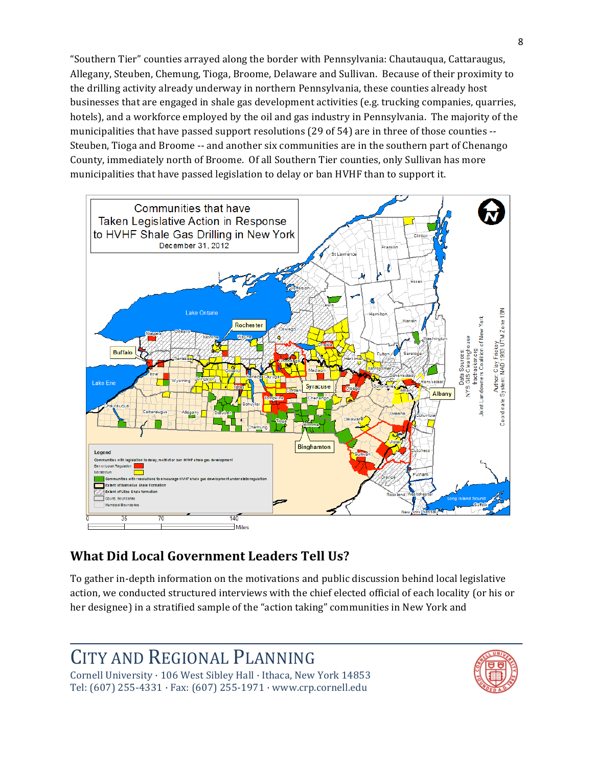"Southern Tier" counties arrayed along the border with Pennsylvania: Chautauqua, Cattaraugus, Allegany, Steuben, Chemung, Tioga, Broome, Delaware and Sullivan. Because of their proximity to the drilling activity already underway in northern Pennsylvania, these counties already host businesses that are engaged in shale gas development activities (e.g. trucking companies, quarries, hotels), and a workforce employed by the oil and gas industry in Pennsylvania. The majority of the municipalities that have passed support resolutions (29 of 54) are in three of those counties -- Steuben, Tioga and Broome -- and another six communities are in the southern part of Chenango County, immediately north of Broome. Of all Southern Tier counties, only Sullivan has more municipalities that have passed legislation to delay or ban HVHF than to support it.

## What Did Local Government Leaders Tell Us?

To gather in-depth information on the motivations and public discussion behind local legislative action, we conducted structured interviews with the chief elected official of each locality (or his or her designee) in a stratified sample of the "action taking" communities in New York and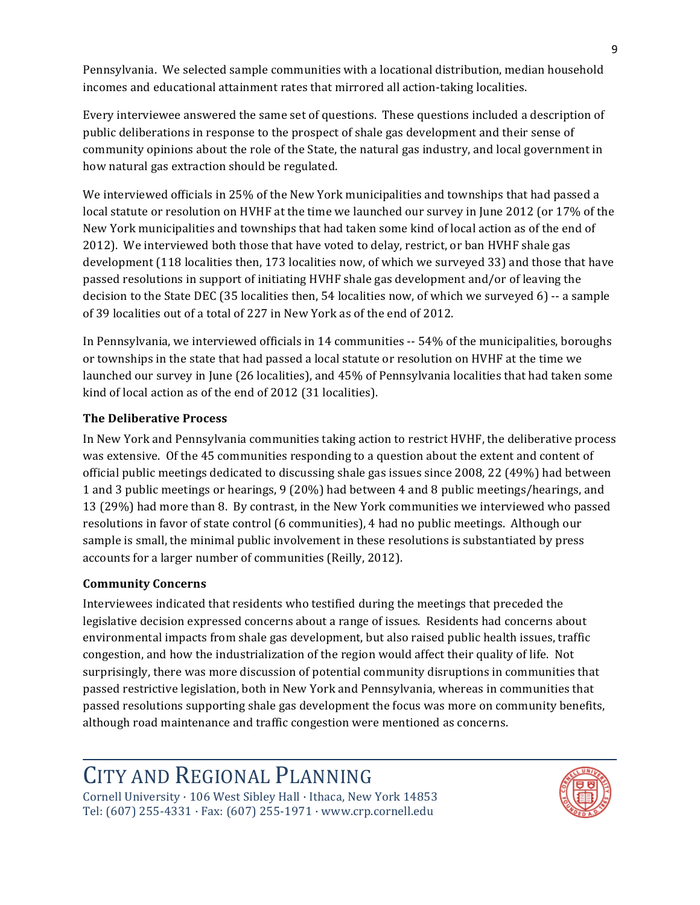Pennsylvania. We selected sample communities with a locational distribution, median household incomes and educational attainment rates that mirrored all action-taking localities.

Every interviewee answered the same set of questions. These questions included a description of public deliberations in response to the prospect of shale gas development and their sense of community opinions about the role of the State, the natural gas industry, and local government in how natural gas extraction should be regulated.

We interviewed officials in 25% of the New York municipalities and townships that had passed a local statute or resolution on HVHF at the time we launched our survey in June 2012 (or 17% of the New York municipalities and townships that had taken some kind of local action as of the end of 2012). We interviewed both those that have voted to delay, restrict, or ban HVHF shale gas development (118 localities then, 173 localities now, of which we surveyed 33) and those that have passed resolutions in support of initiating HVHF shale gas development and/or of leaving the decision to the State DEC (35 localities then, 54 localities now, of which we surveyed 6) -- a sample of 39 localities out of a total of 227 in New York as of the end of 2012.

In Pennsylvania, we interviewed officials in 14 communities -- 54% of the municipalities, boroughs or townships in the state that had passed a local statute or resolution on HVHF at the time we launched our survey in June (26 localities), and 45% of Pennsylvania localities that had taken some kind of local action as of the end of 2012 (31 localities).

**The Deliberative Process**

In New York and Pennsylvania communities taking action to restrict HVHF, the deliberative process was extensive. Of the 45 communities responding to a question about the extent and content of official public meetings dedicated to discussing shale gas issues since 2008, 22 (49%) had between 1 and 3 public meetings or hearings, 9 (20%) had between 4 and 8 public meetings/hearings, and 13 (29%) had more than 8. By contrast, in the New York communities we interviewed who passed resolutions in favor of state control (6 communities), 4 had no public meetings. Although our sample is small, the minimal public involvement in these resolutions is substantiated by press accounts for a larger number of communities (Reilly, 2012).

**Community Concerns**

Interviewees indicated that residents who testified during the meetings that preceded the legislative decision expressed concerns about a range of issues. Residents had concerns about environmental impacts from shale gas development, but also raised public health issues, traffic congestion, and how the industrialization of the region would affect their quality of life. Not surprisingly, there was more discussion of potential community disruptions in communities that passed restrictive legislation, both in New York and Pennsylvania, whereas in communities that passed resolutions supporting shale gas development the focus was more on community benefits, although road maintenance and traffic congestion were mentioned as concerns.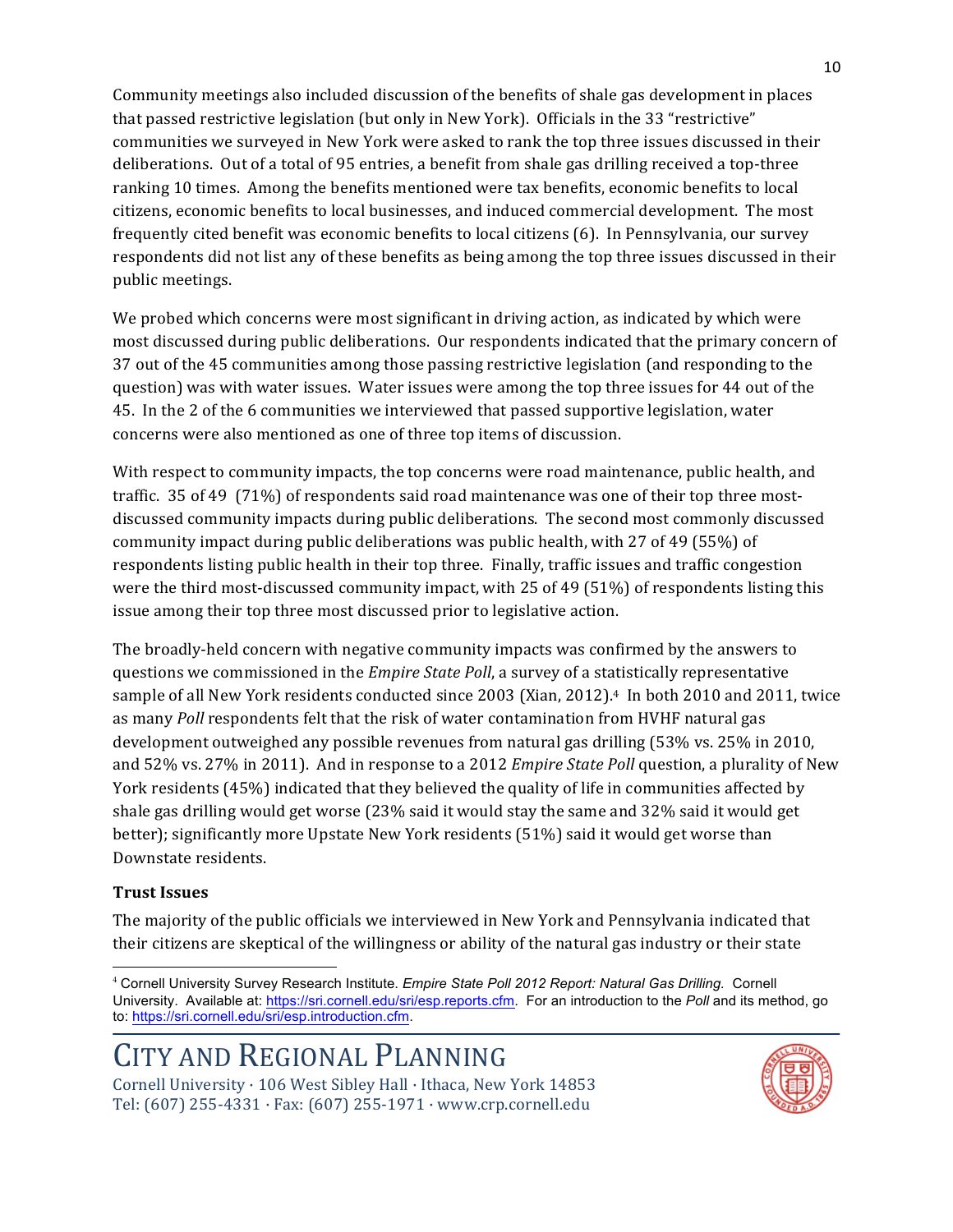Community meetings also included discussion of the benefits of shale gas development in places that passed restrictive legislation (but only in New York). Officials in the 33 "restrictive" communities we surveyed in New York were asked to rank the top three issues discussed in their deliberations. Out of a total of 95 entries, a benefit from shale gas drilling received a top-three ranking 10 times. Among the benefits mentioned were tax benefits, economic benefits to local citizens, economic benefits to local businesses, and induced commercial development. The most frequently cited benefit was economic benefits to local citizens (6). In Pennsylvania, our survey respondents did not list any of these benefits as being among the top three issues discussed in their public meetings.

We probed which concerns were most significant in driving action, as indicated by which were most discussed during public deliberations. Our respondents indicated that the primary concern of 37 out of the 45 communities among those passing restrictive legislation (and responding to the question) was with water issues. Water issues were among the top three issues for 44 out of the 45. In the 2 of the 6 communities we interviewed that passed supportive legislation, water concerns were also mentioned as one of three top items of discussion.

With respect to community impacts, the top concerns were road maintenance, public health, and traffic. 35 of 49 (71%) of respondents said road maintenance was one of their top three most-discussed community impacts during public deliberations. The second most commonly discussed community impact during public deliberations was public health, with 27 of 49 (55%) of respondents listing public health in their top three. Finally, traffic issues and traffic congestion were the third most-discussed community impact, with 25 of 49 (51%) of respondents listing this issue among their top three most discussed prior to legislative action.

The broadly-held concern with negative community impacts was confirmed by the answers to questions we commissioned in the *Empire State Poll*, a survey of a statistically representative sample of all New York residents conducted since 2003 (Xian, 2012).[4] In both 2010 and 2011, twice as many *Poll* respondents felt that the risk of water contamination from HVHF natural gas development outweighed any possible revenues from natural gas drilling (53% vs. 25% in 2010, and 52% vs. 27% in 2011). And in response to a 2012 *Empire State Poll* question, a plurality of New York residents (45%) indicated that they believed the quality of life in communities affected by shale gas drilling would get worse (23% said it would stay the same and 32% said it would get better); significantly more Upstate New York residents (51%) said it would get worse than Downstate residents.

**Trust Issues**

The majority of the public officials we interviewed in New York and Pennsylvania indicated that their citizens are skeptical of the willingness or ability of the natural gas industry or their state

[4] Cornell University Survey Research Institute. *Empire State Poll 2012 Report: Natural Gas Drilling.* Cornell University. Available at: https://sri.cornell.edu/sri/esp.reports.cfm. For an introduction to the *Poll* and its method, go to: https://sri.cornell.edu/sri/esp.introduction.cfm.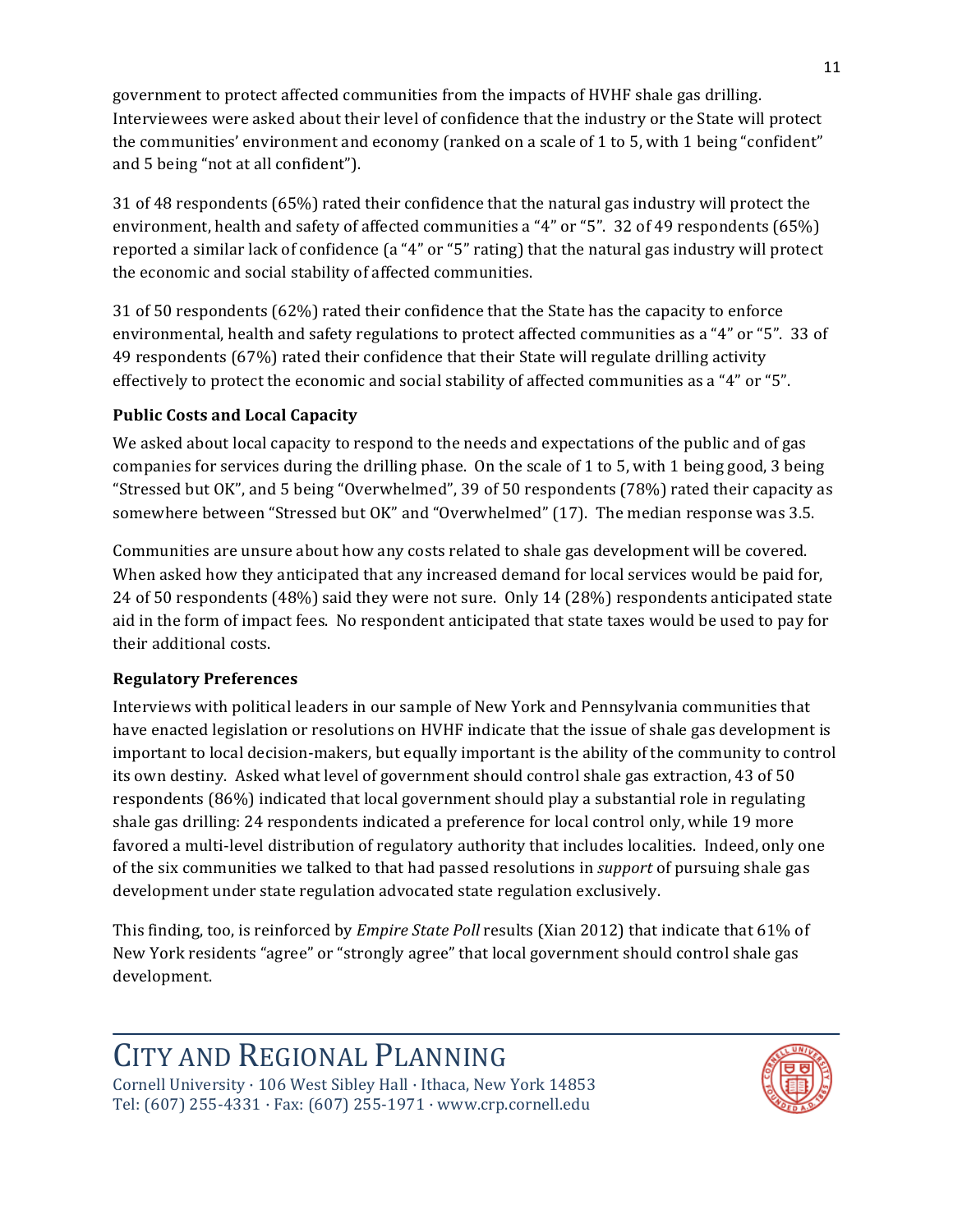government to protect affected communities from the impacts of HVHF shale gas drilling. Interviewees were asked about their level of confidence that the industry or the State will protect the communities' environment and economy (ranked on a scale of 1 to 5, with 1 being "confident" and 5 being "not at all confident").

31 of 48 respondents (65%) rated their confidence that the natural gas industry will protect the environment, health and safety of affected communities a "4" or "5". 32 of 49 respondents (65%) reported a similar lack of confidence (a "4" or "5" rating) that the natural gas industry will protect the economic and social stability of affected communities.

31 of 50 respondents (62%) rated their confidence that the State has the capacity to enforce environmental, health and safety regulations to protect affected communities as a "4" or "5". 33 of 49 respondents (67%) rated their confidence that their State will regulate drilling activity effectively to protect the economic and social stability of affected communities as a "4" or "5".

### Public Costs and Local Capacity

We asked about local capacity to respond to the needs and expectations of the public and of gas companies for services during the drilling phase. On the scale of 1 to 5, with 1 being good, 3 being "Stressed but OK", and 5 being "Overwhelmed", 39 of 50 respondents (78%) rated their capacity as somewhere between "Stressed but OK" and "Overwhelmed" (17). The median response was 3.5.

Communities are unsure about how any costs related to shale gas development will be covered. When asked how they anticipated that any increased demand for local services would be paid for, 24 of 50 respondents (48%) said they were not sure. Only 14 (28%) respondents anticipated state aid in the form of impact fees. No respondent anticipated that state taxes would be used to pay for their additional costs.

### Regulatory Preferences

Interviews with political leaders in our sample of New York and Pennsylvania communities that have enacted legislation or resolutions on HVHF indicate that the issue of shale gas development is important to local decision-makers, but equally important is the ability of the community to control its own destiny. Asked what level of government should control shale gas extraction, 43 of 50 respondents (86%) indicated that local government should play a substantial role in regulating shale gas drilling: 24 respondents indicated a preference for local control only, while 19 more favored a multi-level distribution of regulatory authority that includes localities. Indeed, only one of the six communities we talked to that had passed resolutions in *support* of pursuing shale gas development under state regulation advocated state regulation exclusively.

This finding, too, is reinforced by *Empire State Poll* results (Xian 2012) that indicate that 61% of New York residents "agree" or "strongly agree" that local government should control shale gas development.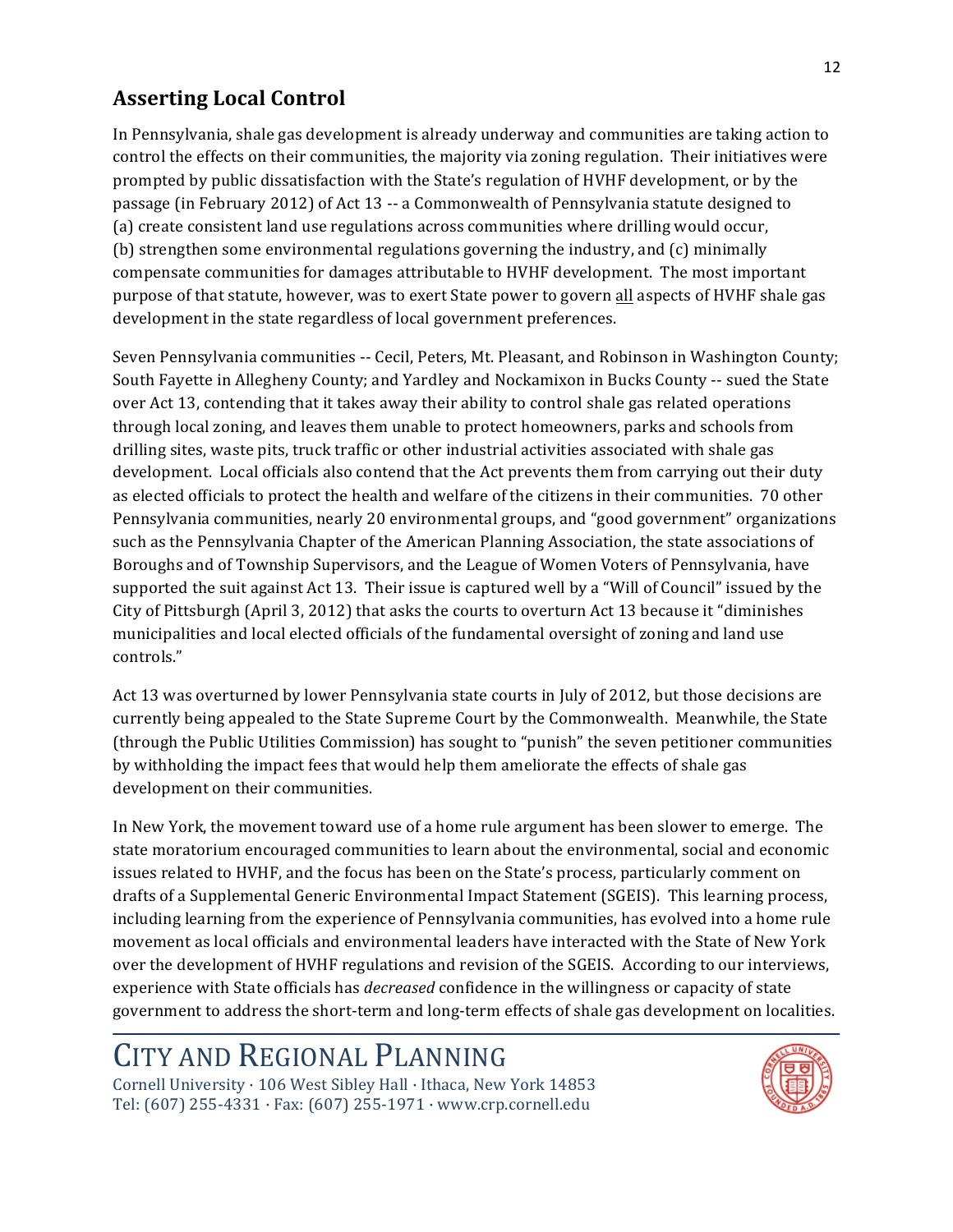## Asserting Local Control

In Pennsylvania, shale gas development is already underway and communities are taking action to control the effects on their communities, the majority via zoning regulation. Their initiatives were prompted by public dissatisfaction with the State's regulation of HVHF development, or by the passage (in February 2012) of Act 13 -- a Commonwealth of Pennsylvania statute designed to (a) create consistent land use regulations across communities where drilling would occur, (b) strengthen some environmental regulations governing the industry, and (c) minimally compensate communities for damages attributable to HVHF development. The most important purpose of that statute, however, was to exert State power to govern <u>all</u> aspects of HVHF shale gas development in the state regardless of local government preferences.

Seven Pennsylvania communities -- Cecil, Peters, Mt. Pleasant, and Robinson in Washington County; South Fayette in Allegheny County; and Yardley and Nockamixon in Bucks County -- sued the State over Act 13, contending that it takes away their ability to control shale gas related operations through local zoning, and leaves them unable to protect homeowners, parks and schools from drilling sites, waste pits, truck traffic or other industrial activities associated with shale gas development. Local officials also contend that the Act prevents them from carrying out their duty as elected officials to protect the health and welfare of the citizens in their communities. 70 other Pennsylvania communities, nearly 20 environmental groups, and "good government" organizations such as the Pennsylvania Chapter of the American Planning Association, the state associations of Boroughs and of Township Supervisors, and the League of Women Voters of Pennsylvania, have supported the suit against Act 13. Their issue is captured well by a "Will of Council" issued by the City of Pittsburgh (April 3, 2012) that asks the courts to overturn Act 13 because it "diminishes municipalities and local elected officials of the fundamental oversight of zoning and land use controls."

Act 13 was overturned by lower Pennsylvania state courts in July of 2012, but those decisions are currently being appealed to the State Supreme Court by the Commonwealth. Meanwhile, the State (through the Public Utilities Commission) has sought to "punish" the seven petitioner communities by withholding the impact fees that would help them ameliorate the effects of shale gas development on their communities.

In New York, the movement toward use of a home rule argument has been slower to emerge. The state moratorium encouraged communities to learn about the environmental, social and economic issues related to HVHF, and the focus has been on the State's process, particularly comment on drafts of a Supplemental Generic Environmental Impact Statement (SGEIS). This learning process, including learning from the experience of Pennsylvania communities, has evolved into a home rule movement as local officials and environmental leaders have interacted with the State of New York over the development of HVHF regulations and revision of the SGEIS. According to our interviews, experience with State officials has *decreased* confidence in the willingness or capacity of state government to address the short-term and long-term effects of shale gas development on localities.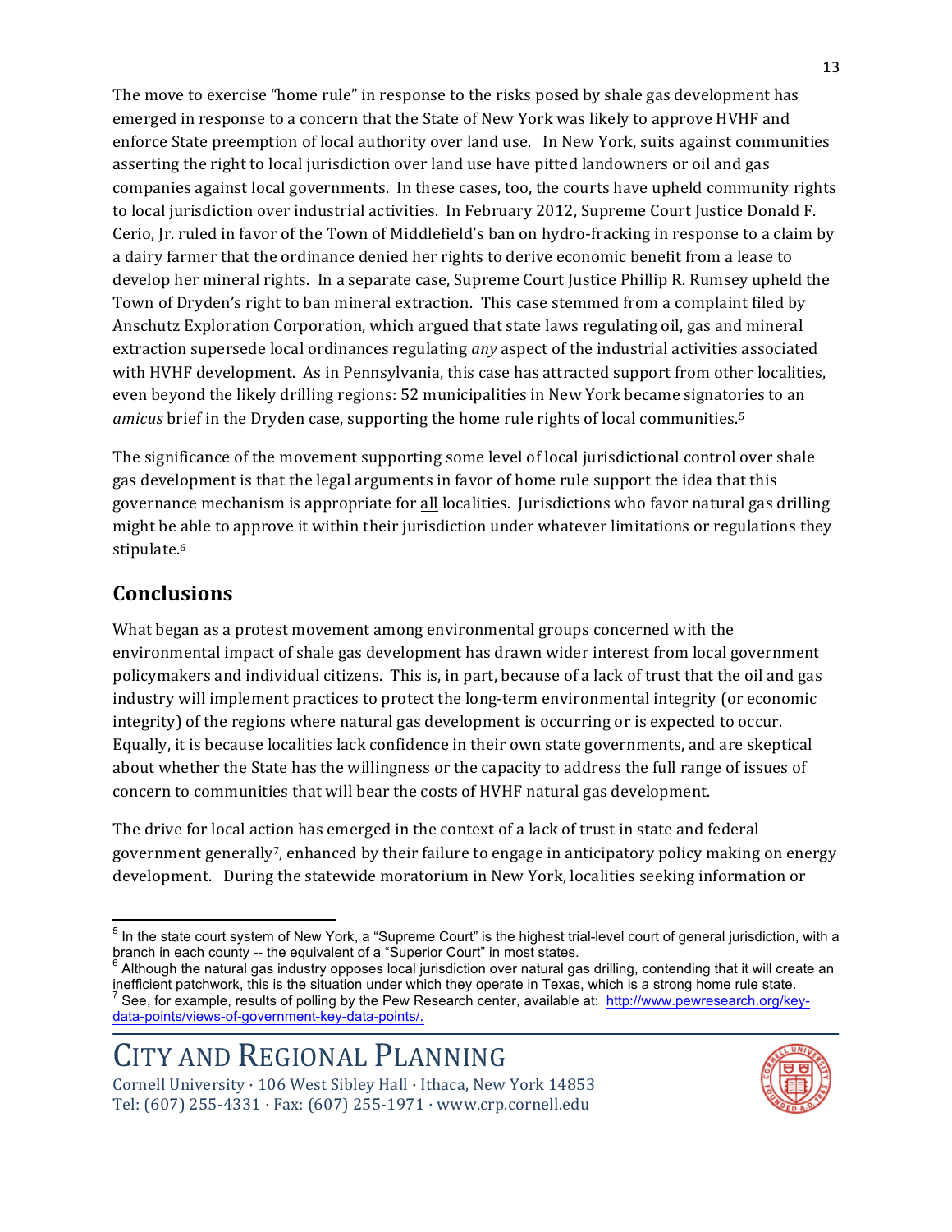The move to exercise "home rule" in response to the risks posed by shale gas development has emerged in response to a concern that the State of New York was likely to approve HVHF and enforce State preemption of local authority over land use. In New York, suits against communities asserting the right to local jurisdiction over land use have pitted landowners or oil and gas companies against local governments. In these cases, too, the courts have upheld community rights to local jurisdiction over industrial activities. In February 2012, Supreme Court Justice Donald F. Cerio, Jr. ruled in favor of the Town of Middlefield's ban on hydro-fracking in response to a claim by a dairy farmer that the ordinance denied her rights to derive economic benefit from a lease to develop her mineral rights. In a separate case, Supreme Court Justice Phillip R. Rumsey upheld the Town of Dryden's right to ban mineral extraction. This case stemmed from a complaint filed by Anschutz Exploration Corporation, which argued that state laws regulating oil, gas and mineral extraction supersede local ordinances regulating *any* aspect of the industrial activities associated with HVHF development. As in Pennsylvania, this case has attracted support from other localities, even beyond the likely drilling regions: 52 municipalities in New York became signatories to an *amicus* brief in the Dryden case, supporting the home rule rights of local communities.[5]

The significance of the movement supporting some level of local jurisdictional control over shale gas development is that the legal arguments in favor of home rule support the idea that this governance mechanism is appropriate for <u>all</u> localities. Jurisdictions who favor natural gas drilling might be able to approve it within their jurisdiction under whatever limitations or regulations they stipulate.[6]

## Conclusions

What began as a protest movement among environmental groups concerned with the environmental impact of shale gas development has drawn wider interest from local government policymakers and individual citizens. This is, in part, because of a lack of trust that the oil and gas industry will implement practices to protect the long-term environmental integrity (or economic integrity) of the regions where natural gas development is occurring or is expected to occur. Equally, it is because localities lack confidence in their own state governments, and are skeptical about whether the State has the willingness or the capacity to address the full range of issues of concern to communities that will bear the costs of HVHF natural gas development.

The drive for local action has emerged in the context of a lack of trust in state and federal government generally[7], enhanced by their failure to engage in anticipatory policy making on energy development. During the statewide moratorium in New York, localities seeking information or

---

[5] In the state court system of New York, a "Supreme Court" is the highest trial-level court of general jurisdiction, with a branch in each county -- the equivalent of a "Superior Court" in most states.

[6] Although the natural gas industry opposes local jurisdiction over natural gas drilling, contending that it will create an inefficient patchwork, this is the situation under which they operate in Texas, which is a strong home rule state.

[7] See, for example, results of polling by the Pew Research center, available at: http://www.pewresearch.org/key-data-points/views-of-government-key-data-points/.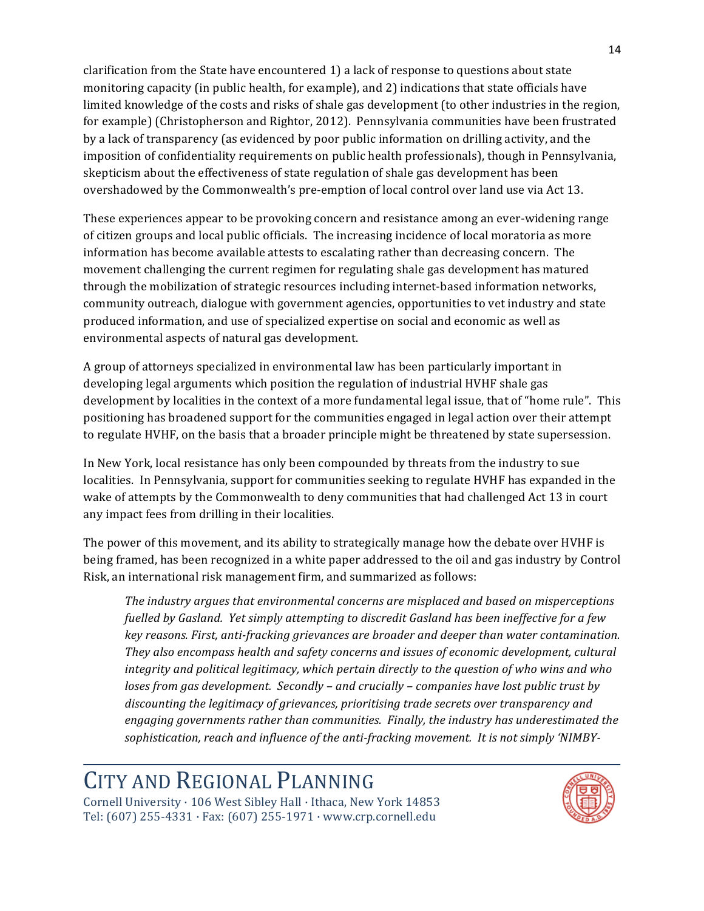clarification from the State have encountered 1) a lack of response to questions about state monitoring capacity (in public health, for example), and 2) indications that state officials have limited knowledge of the costs and risks of shale gas development (to other industries in the region, for example) (Christopherson and Rightor, 2012). Pennsylvania communities have been frustrated by a lack of transparency (as evidenced by poor public information on drilling activity, and the imposition of confidentiality requirements on public health professionals), though in Pennsylvania, skepticism about the effectiveness of state regulation of shale gas development has been overshadowed by the Commonwealth's pre-emption of local control over land use via Act 13.

These experiences appear to be provoking concern and resistance among an ever-widening range of citizen groups and local public officials. The increasing incidence of local moratoria as more information has become available attests to escalating rather than decreasing concern. The movement challenging the current regimen for regulating shale gas development has matured through the mobilization of strategic resources including internet-based information networks, community outreach, dialogue with government agencies, opportunities to vet industry and state produced information, and use of specialized expertise on social and economic as well as environmental aspects of natural gas development.

A group of attorneys specialized in environmental law has been particularly important in developing legal arguments which position the regulation of industrial HVHF shale gas development by localities in the context of a more fundamental legal issue, that of "home rule". This positioning has broadened support for the communities engaged in legal action over their attempt to regulate HVHF, on the basis that a broader principle might be threatened by state supersession.

In New York, local resistance has only been compounded by threats from the industry to sue localities. In Pennsylvania, support for communities seeking to regulate HVHF has expanded in the wake of attempts by the Commonwealth to deny communities that had challenged Act 13 in court any impact fees from drilling in their localities.

The power of this movement, and its ability to strategically manage how the debate over HVHF is being framed, has been recognized in a white paper addressed to the oil and gas industry by Control Risk, an international risk management firm, and summarized as follows:

> *The industry argues that environmental concerns are misplaced and based on misperceptions fuelled by Gasland. Yet simply attempting to discredit Gasland has been ineffective for a few key reasons. First, anti-fracking grievances are broader and deeper than water contamination. They also encompass health and safety concerns and issues of economic development, cultural integrity and political legitimacy, which pertain directly to the question of who wins and who loses from gas development. Secondly – and crucially – companies have lost public trust by discounting the legitimacy of grievances, prioritising trade secrets over transparency and engaging governments rather than communities. Finally, the industry has underestimated the sophistication, reach and influence of the anti-fracking movement. It is not simply 'NIMBY-*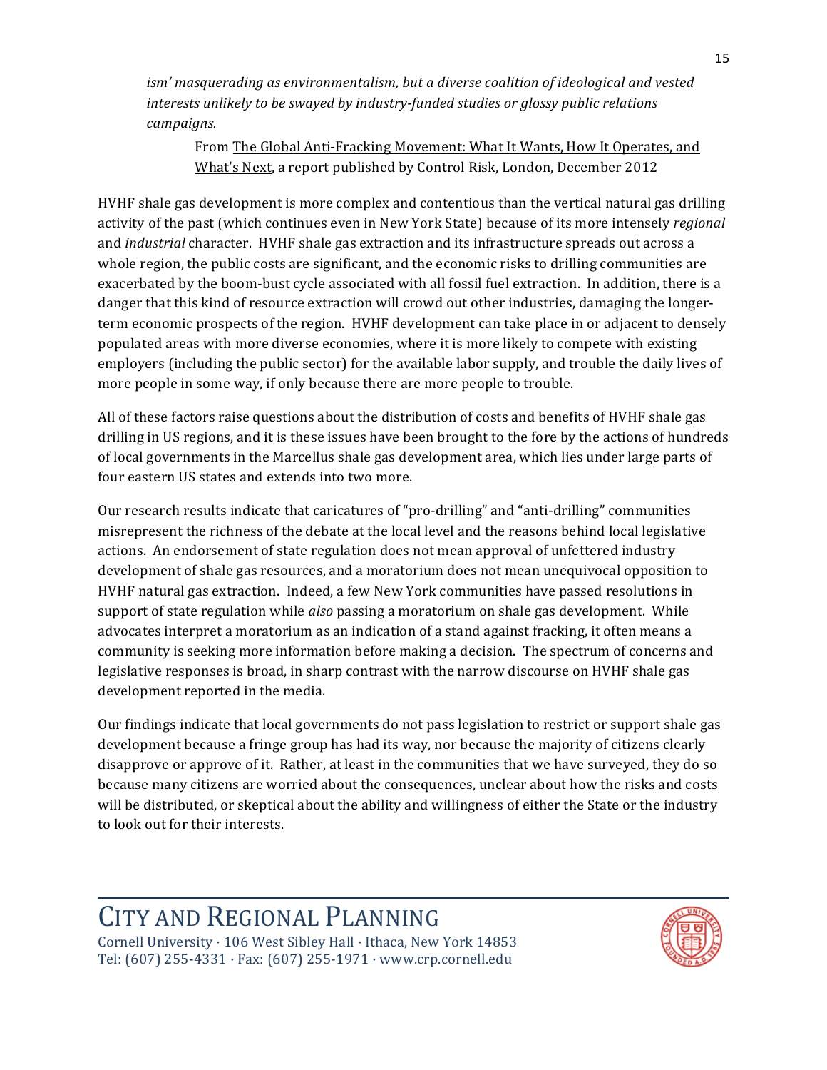*ism' masquerading as environmentalism, but a diverse coalition of ideological and vested interests unlikely to be swayed by industry-funded studies or glossy public relations campaigns.*

> From The Global Anti-Fracking Movement: What It Wants, How It Operates, and What's Next, a report published by Control Risk, London, December 2012

HVHF shale gas development is more complex and contentious than the vertical natural gas drilling activity of the past (which continues even in New York State) because of its more intensely *regional* and *industrial* character. HVHF shale gas extraction and its infrastructure spreads out across a whole region, the public costs are significant, and the economic risks to drilling communities are exacerbated by the boom-bust cycle associated with all fossil fuel extraction. In addition, there is a danger that this kind of resource extraction will crowd out other industries, damaging the longer-term economic prospects of the region. HVHF development can take place in or adjacent to densely populated areas with more diverse economies, where it is more likely to compete with existing employers (including the public sector) for the available labor supply, and trouble the daily lives of more people in some way, if only because there are more people to trouble.

All of these factors raise questions about the distribution of costs and benefits of HVHF shale gas drilling in US regions, and it is these issues have been brought to the fore by the actions of hundreds of local governments in the Marcellus shale gas development area, which lies under large parts of four eastern US states and extends into two more.

Our research results indicate that caricatures of "pro-drilling" and "anti-drilling" communities misrepresent the richness of the debate at the local level and the reasons behind local legislative actions. An endorsement of state regulation does not mean approval of unfettered industry development of shale gas resources, and a moratorium does not mean unequivocal opposition to HVHF natural gas extraction. Indeed, a few New York communities have passed resolutions in support of state regulation while *also* passing a moratorium on shale gas development. While advocates interpret a moratorium as an indication of a stand against fracking, it often means a community is seeking more information before making a decision. The spectrum of concerns and legislative responses is broad, in sharp contrast with the narrow discourse on HVHF shale gas development reported in the media.

Our findings indicate that local governments do not pass legislation to restrict or support shale gas development because a fringe group has had its way, nor because the majority of citizens clearly disapprove or approve of it. Rather, at least in the communities that we have surveyed, they do so because many citizens are worried about the consequences, unclear about how the risks and costs will be distributed, or skeptical about the ability and willingness of either the State or the industry to look out for their interests.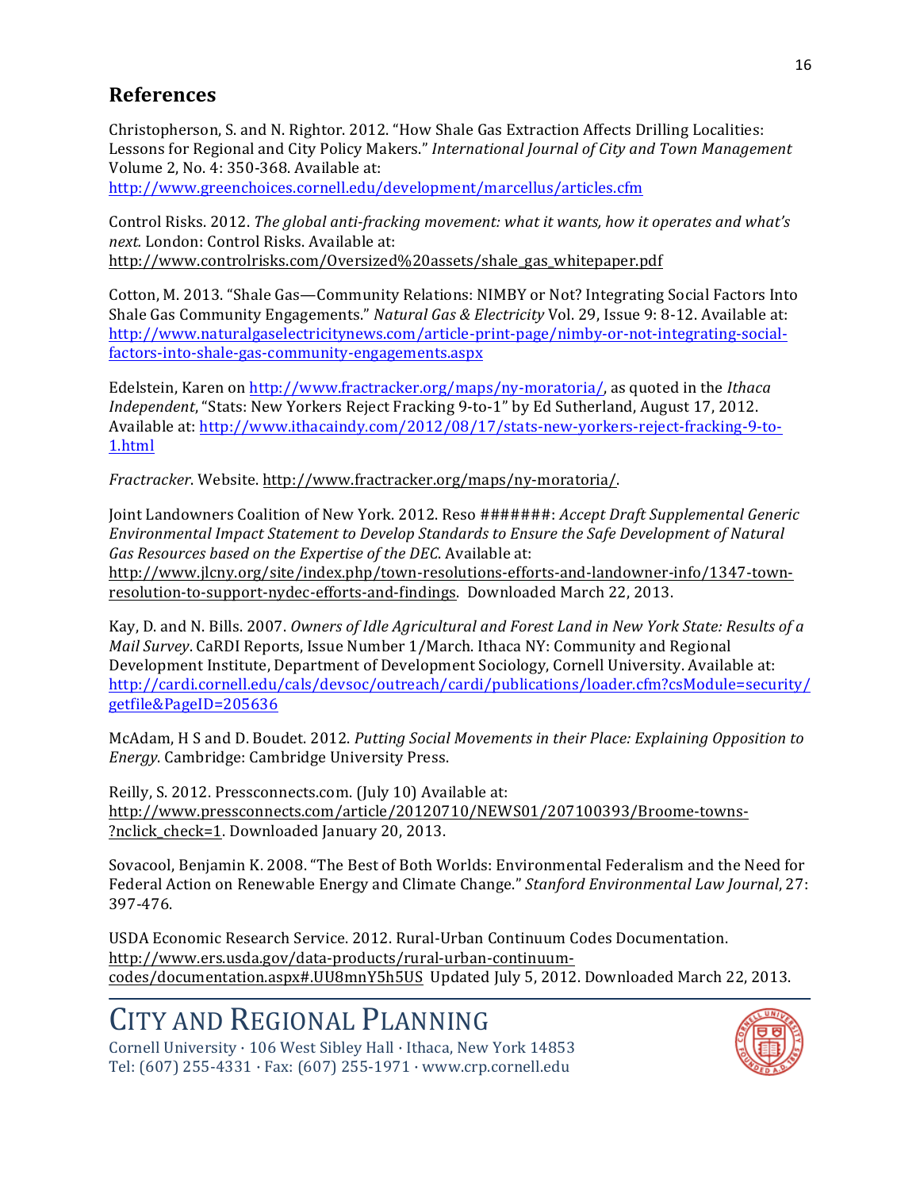## References

Christopherson, S. and N. Rightor. 2012. "How Shale Gas Extraction Affects Drilling Localities: Lessons for Regional and City Policy Makers." *International Journal of City and Town Management* Volume 2, No. 4: 350-368. Available at: http://www.greenchoices.cornell.edu/development/marcellus/articles.cfm

Control Risks. 2012. *The global anti-fracking movement: what it wants, how it operates and what's next.* London: Control Risks. Available at: http://www.controlrisks.com/Oversized%20assets/shale_gas_whitepaper.pdf

Cotton, M. 2013. "Shale Gas—Community Relations: NIMBY or Not? Integrating Social Factors Into Shale Gas Community Engagements." *Natural Gas & Electricity* Vol. 29, Issue 9: 8-12. Available at: http://www.naturalgaselectricitynews.com/article-print-page/nimby-or-not-integrating-social-factors-into-shale-gas-community-engagements.aspx

Edelstein, Karen on http://www.fractracker.org/maps/ny-moratoria/, as quoted in the *Ithaca Independent*, "Stats: New Yorkers Reject Fracking 9-to-1" by Ed Sutherland, August 17, 2012. Available at: http://www.ithacaindy.com/2012/08/17/stats-new-yorkers-reject-fracking-9-to-1.html

*Fractracker*. Website. http://www.fractracker.org/maps/ny-moratoria/.

Joint Landowners Coalition of New York. 2012. Reso #######: *Accept Draft Supplemental Generic Environmental Impact Statement to Develop Standards to Ensure the Safe Development of Natural Gas Resources based on the Expertise of the DEC*. Available at: http://www.jlcny.org/site/index.php/town-resolutions-efforts-and-landowner-info/1347-town-resolution-to-support-nydec-efforts-and-findings. Downloaded March 22, 2013.

Kay, D. and N. Bills. 2007. *Owners of Idle Agricultural and Forest Land in New York State: Results of a Mail Survey*. CaRDI Reports, Issue Number 1/March. Ithaca NY: Community and Regional Development Institute, Department of Development Sociology, Cornell University. Available at: http://cardi.cornell.edu/cals/devsoc/outreach/cardi/publications/loader.cfm?csModule=security/getfile&PageID=205636

McAdam, H S and D. Boudet. 2012. *Putting Social Movements in their Place: Explaining Opposition to Energy*. Cambridge: Cambridge University Press.

Reilly, S. 2012. Pressconnects.com. (July 10) Available at: http://www.pressconnects.com/article/20120710/NEWS01/207100393/Broome-towns-?nclick_check=1. Downloaded January 20, 2013.

Sovacool, Benjamin K. 2008. "The Best of Both Worlds: Environmental Federalism and the Need for Federal Action on Renewable Energy and Climate Change." *Stanford Environmental Law Journal*, 27: 397-476.

USDA Economic Research Service. 2012. Rural-Urban Continuum Codes Documentation. http://www.ers.usda.gov/data-products/rural-urban-continuum-codes/documentation.aspx#.UU8mnY5h5US Updated July 5, 2012. Downloaded March 22, 2013.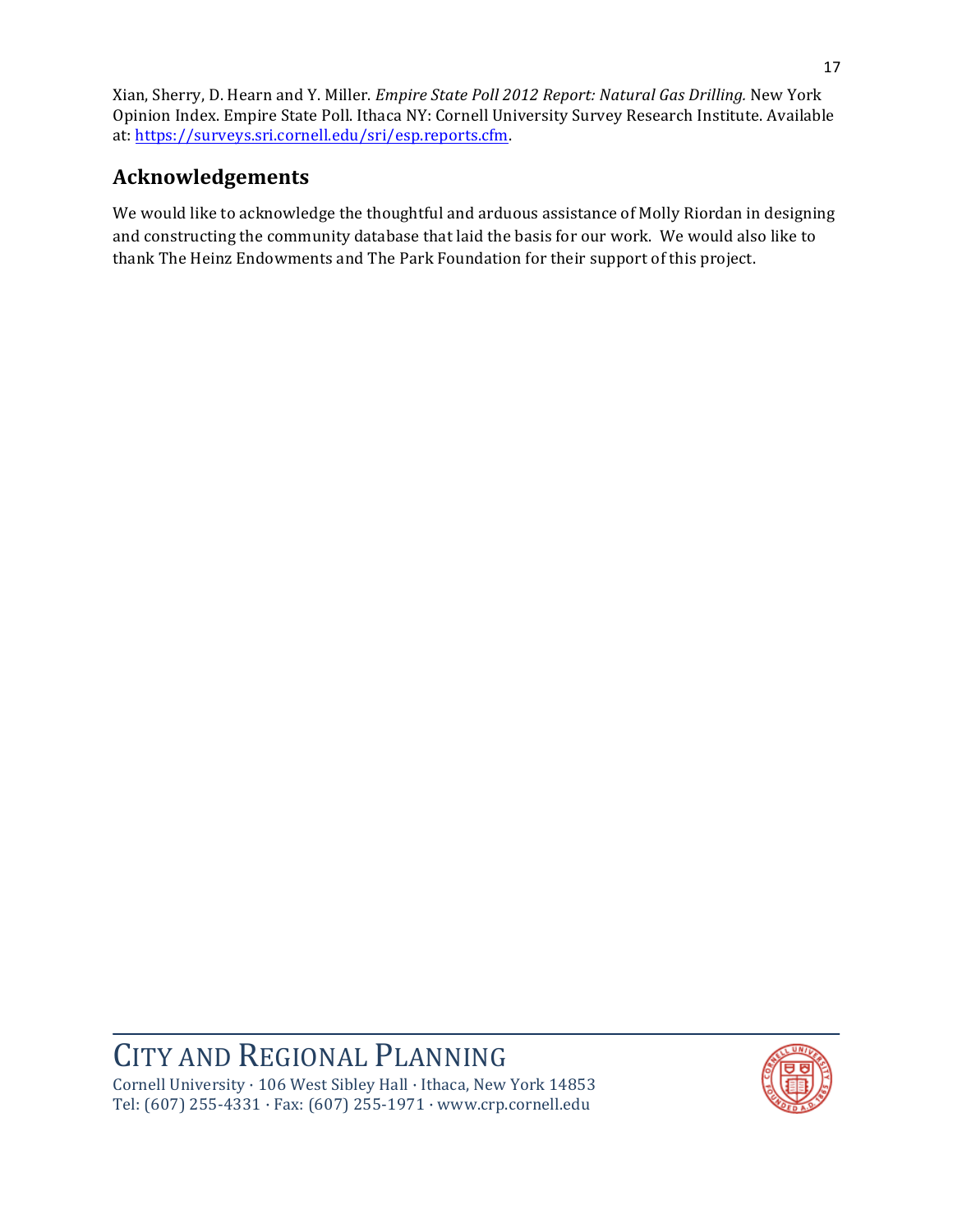Xian, Sherry, D. Hearn and Y. Miller. *Empire State Poll 2012 Report: Natural Gas Drilling.* New York Opinion Index. Empire State Poll. Ithaca NY: Cornell University Survey Research Institute. Available at: https://surveys.sri.cornell.edu/sri/esp.reports.cfm.

## Acknowledgements

We would like to acknowledge the thoughtful and arduous assistance of Molly Riordan in designing and constructing the community database that laid the basis for our work. We would also like to thank The Heinz Endowments and The Park Foundation for their support of this project.